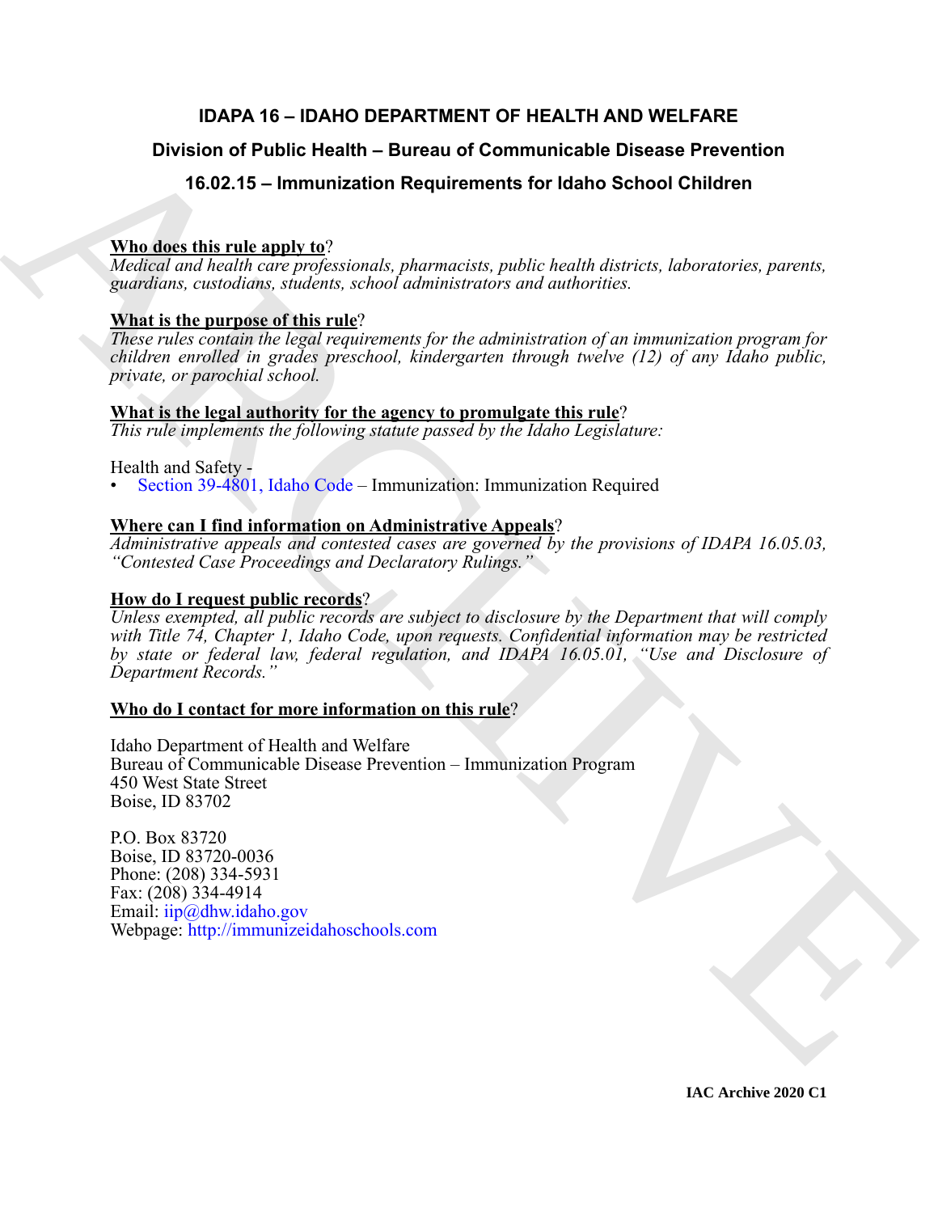# IDAPA 16 – IDAHO DEPARTMENT OF HEALTH AND WELFARE

## Division of Public Health – Bureau of Communicable Disease Prevention

## 16.02.15 – Immunization Requirements for Idaho School Children

**Who does this rule apply to**?

*Medical and health care professionals, pharmacists, public health districts, laboratories, parents, guardians, custodians, students, school administrators and authorities.*

**What is the purpose of this rule**?

*These rules contain the legal requirements for the administration of an immunization program for children enrolled in grades preschool, kindergarten through twelve (12) of any Idaho public, private, or parochial school.*

**What is the legal authority for the agency to promulgate this rule**?

*This rule implements the following statute passed by the Idaho Legislature:*

Health and Safety -

- Section 39-4801, Idaho Code – Immunization: Immunization Required

**Where can I find information on Administrative Appeals**?

*Administrative appeals and contested cases are governed by the provisions of IDAPA 16.05.03, "Contested Case Proceedings and Declaratory Rulings."*

**How do I request public records**?

*Unless exempted, all public records are subject to disclosure by the Department that will comply with Title 74, Chapter 1, Idaho Code, upon requests. Confidential information may be restricted by state or federal law, federal regulation, and IDAPA 16.05.01, "Use and Disclosure of Department Records."*

**Who do I contact for more information on this rule**?

Idaho Department of Health and Welfare
Bureau of Communicable Disease Prevention – Immunization Program
450 West State Street
Boise, ID 83702

P.O. Box 83720
Boise, ID 83720-0036
Phone: (208) 334-5931
Fax: (208) 334-4914
Email: iip@dhw.idaho.gov
Webpage: http://immunizeidahoschools.com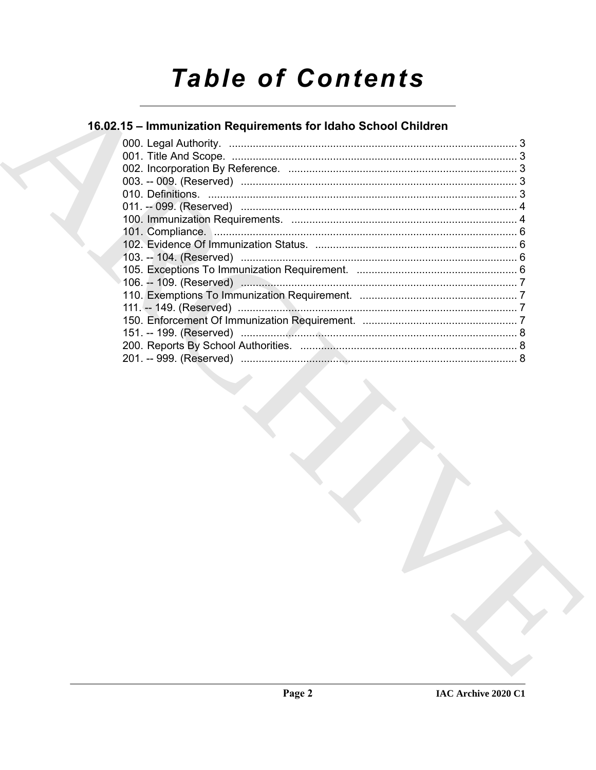# Table of Contents

## 16.02.15 – Immunization Requirements for Idaho School Children

000. Legal Authority. .................................................................................................. 3
001. Title And Scope. ................................................................................................. 3
002. Incorporation By Reference. .............................................................................. 3
003. -- 009. (Reserved) ............................................................................................. 3
010. Definitions. ........................................................................................................ 3
011. -- 099. (Reserved) ............................................................................................. 4
100. Immunization Requirements. ............................................................................. 4
101. Compliance. ...................................................................................................... 6
102. Evidence Of Immunization Status. .................................................................... 6
103. -- 104. (Reserved) ............................................................................................. 6
105. Exceptions To Immunization Requirement. ...................................................... 6
106. -- 109. (Reserved) ............................................................................................. 7
110. Exemptions To Immunization Requirement. ..................................................... 7
111. -- 149. (Reserved) ............................................................................................. 7
150. Enforcement Of Immunization Requirement. .................................................... 7
151. -- 199. (Reserved) ............................................................................................. 8
200. Reports By School Authorities. ......................................................................... 8
201. -- 999. (Reserved) ............................................................................................. 8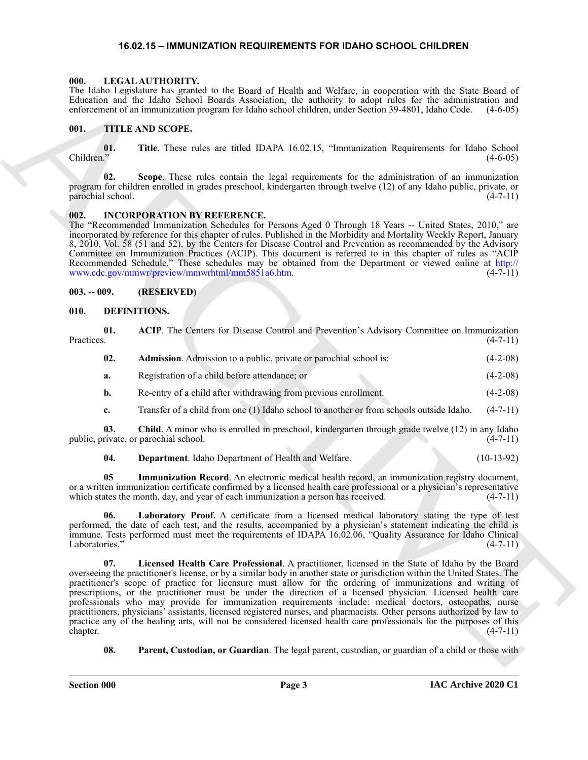## 16.02.15 – IMMUNIZATION REQUIREMENTS FOR IDAHO SCHOOL CHILDREN

### 000. LEGAL AUTHORITY.

The Idaho Legislature has granted to the Board of Health and Welfare, in cooperation with the State Board of Education and the Idaho School Boards Association, the authority to adopt rules for the administration and enforcement of an immunization program for Idaho school children, under Section 39-4801, Idaho Code. (4-6-05)

### 001. TITLE AND SCOPE.

**01. Title**. These rules are titled IDAPA 16.02.15, "Immunization Requirements for Idaho School Children." (4-6-05)

**02. Scope**. These rules contain the legal requirements for the administration of an immunization program for children enrolled in grades preschool, kindergarten through twelve (12) of any Idaho public, private, or parochial school. (4-7-11)

### 002. INCORPORATION BY REFERENCE.

The "Recommended Immunization Schedules for Persons Aged 0 Through 18 Years -- United States, 2010," are incorporated by reference for this chapter of rules. Published in the Morbidity and Mortality Weekly Report, January 8, 2010, Vol. 58 (51 and 52), by the Centers for Disease Control and Prevention as recommended by the Advisory Committee on Immunization Practices (ACIP). This document is referred to in this chapter of rules as "ACIP Recommended Schedule." These schedules may be obtained from the Department or viewed online at http://www.cdc.gov/mmwr/preview/mmwrhtml/mm5851a6.htm. (4-7-11)

### 003. -- 009. (RESERVED)

### 010. DEFINITIONS.

**01. ACIP**. The Centers for Disease Control and Prevention's Advisory Committee on Immunization Practices. (4-7-11)

**02. Admission**. Admission to a public, private or parochial school is: (4-2-08)

**a.** Registration of a child before attendance; or (4-2-08)

**b.** Re-entry of a child after withdrawing from previous enrollment. (4-2-08)

**c.** Transfer of a child from one (1) Idaho school to another or from schools outside Idaho. (4-7-11)

**03. Child**. A minor who is enrolled in preschool, kindergarten through grade twelve (12) in any Idaho public, private, or parochial school. (4-7-11)

**04. Department**. Idaho Department of Health and Welfare. (10-13-92)

**05 Immunization Record**. An electronic medical health record, an immunization registry document, or a written immunization certificate confirmed by a licensed health care professional or a physician's representative which states the month, day, and year of each immunization a person has received. (4-7-11)

**06. Laboratory Proof**. A certificate from a licensed medical laboratory stating the type of test performed, the date of each test, and the results, accompanied by a physician's statement indicating the child is immune. Tests performed must meet the requirements of IDAPA 16.02.06, "Quality Assurance for Idaho Clinical Laboratories." (4-7-11)

**07. Licensed Health Care Professional**. A practitioner, licensed in the State of Idaho by the Board overseeing the practitioner's license, or by a similar body in another state or jurisdiction within the United States. The practitioner's scope of practice for licensure must allow for the ordering of immunizations and writing of prescriptions, or the practitioner must be under the direction of a licensed physician. Licensed health care professionals who may provide for immunization requirements include: medical doctors, osteopaths, nurse practitioners, physicians' assistants, licensed registered nurses, and pharmacists. Other persons authorized by law to practice any of the healing arts, will not be considered licensed health care professionals for the purposes of this chapter. (4-7-11)

**08. Parent, Custodian, or Guardian**. The legal parent, custodian, or guardian of a child or those with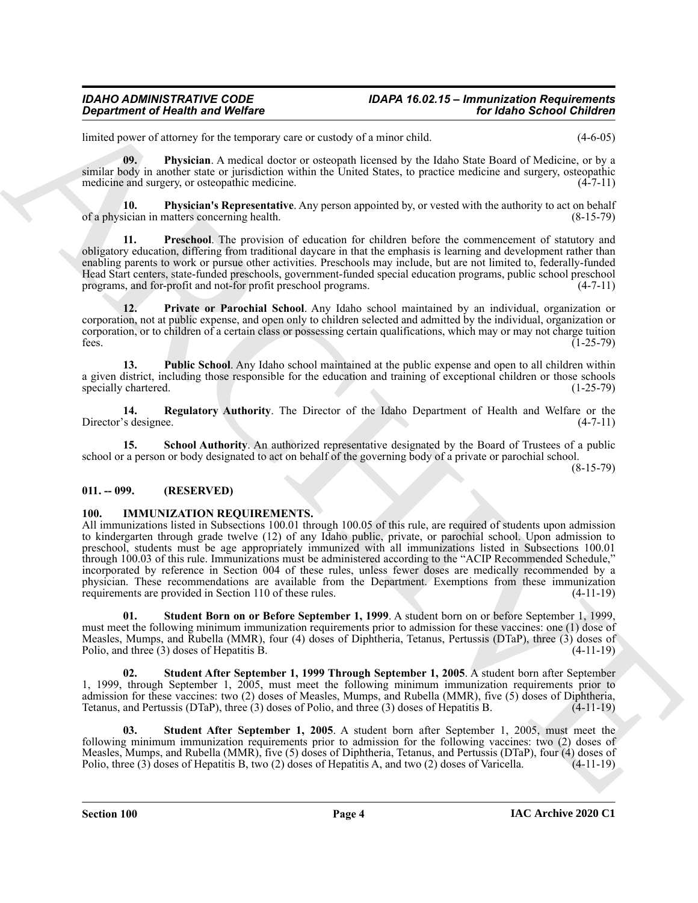limited power of attorney for the temporary care or custody of a minor child. (4-6-05)

**09. Physician**. A medical doctor or osteopath licensed by the Idaho State Board of Medicine, or by a similar body in another state or jurisdiction within the United States, to practice medicine and surgery, osteopathic medicine and surgery, or osteopathic medicine. (4-7-11)

**10. Physician's Representative**. Any person appointed by, or vested with the authority to act on behalf of a physician in matters concerning health. (8-15-79)

**11. Preschool**. The provision of education for children before the commencement of statutory and obligatory education, differing from traditional daycare in that the emphasis is learning and development rather than enabling parents to work or pursue other activities. Preschools may include, but are not limited to, federally-funded Head Start centers, state-funded preschools, government-funded special education programs, public school preschool programs, and for-profit and not-for profit preschool programs. (4-7-11)

**12. Private or Parochial School**. Any Idaho school maintained by an individual, organization or corporation, not at public expense, and open only to children selected and admitted by the individual, organization or corporation, or to children of a certain class or possessing certain qualifications, which may or may not charge tuition fees. (1-25-79)

**13. Public School**. Any Idaho school maintained at the public expense and open to all children within a given district, including those responsible for the education and training of exceptional children or those schools specially chartered. (1-25-79)

**14. Regulatory Authority**. The Director of the Idaho Department of Health and Welfare or the Director's designee. (4-7-11)

**15. School Authority**. An authorized representative designated by the Board of Trustees of a public school or a person or body designated to act on behalf of the governing body of a private or parochial school. (8-15-79)

## 011. -- 099. (RESERVED)

## 100. IMMUNIZATION REQUIREMENTS.

All immunizations listed in Subsections 100.01 through 100.05 of this rule, are required of students upon admission to kindergarten through grade twelve (12) of any Idaho public, private, or parochial school. Upon admission to preschool, students must be age appropriately immunized with all immunizations listed in Subsections 100.01 through 100.03 of this rule. Immunizations must be administered according to the "ACIP Recommended Schedule," incorporated by reference in Section 004 of these rules, unless fewer doses are medically recommended by a physician. These recommendations are available from the Department. Exemptions from these immunization requirements are provided in Section 110 of these rules. (4-11-19)

**01. Student Born on or Before September 1, 1999**. A student born on or before September 1, 1999, must meet the following minimum immunization requirements prior to admission for these vaccines: one (1) dose of Measles, Mumps, and Rubella (MMR), four (4) doses of Diphtheria, Tetanus, Pertussis (DTaP), three (3) doses of Polio, and three (3) doses of Hepatitis B. (4-11-19)

**02. Student After September 1, 1999 Through September 1, 2005**. A student born after September 1, 1999, through September 1, 2005, must meet the following minimum immunization requirements prior to admission for these vaccines: two (2) doses of Measles, Mumps, and Rubella (MMR), five (5) doses of Diphtheria, Tetanus, and Pertussis (DTaP), three (3) doses of Polio, and three (3) doses of Hepatitis B. (4-11-19)

**03. Student After September 1, 2005**. A student born after September 1, 2005, must meet the following minimum immunization requirements prior to admission for the following vaccines: two (2) doses of Measles, Mumps, and Rubella (MMR), five (5) doses of Diphtheria, Tetanus, and Pertussis (DTaP), four (4) doses of Polio, three (3) doses of Hepatitis B, two (2) doses of Hepatitis A, and two (2) doses of Varicella. (4-11-19)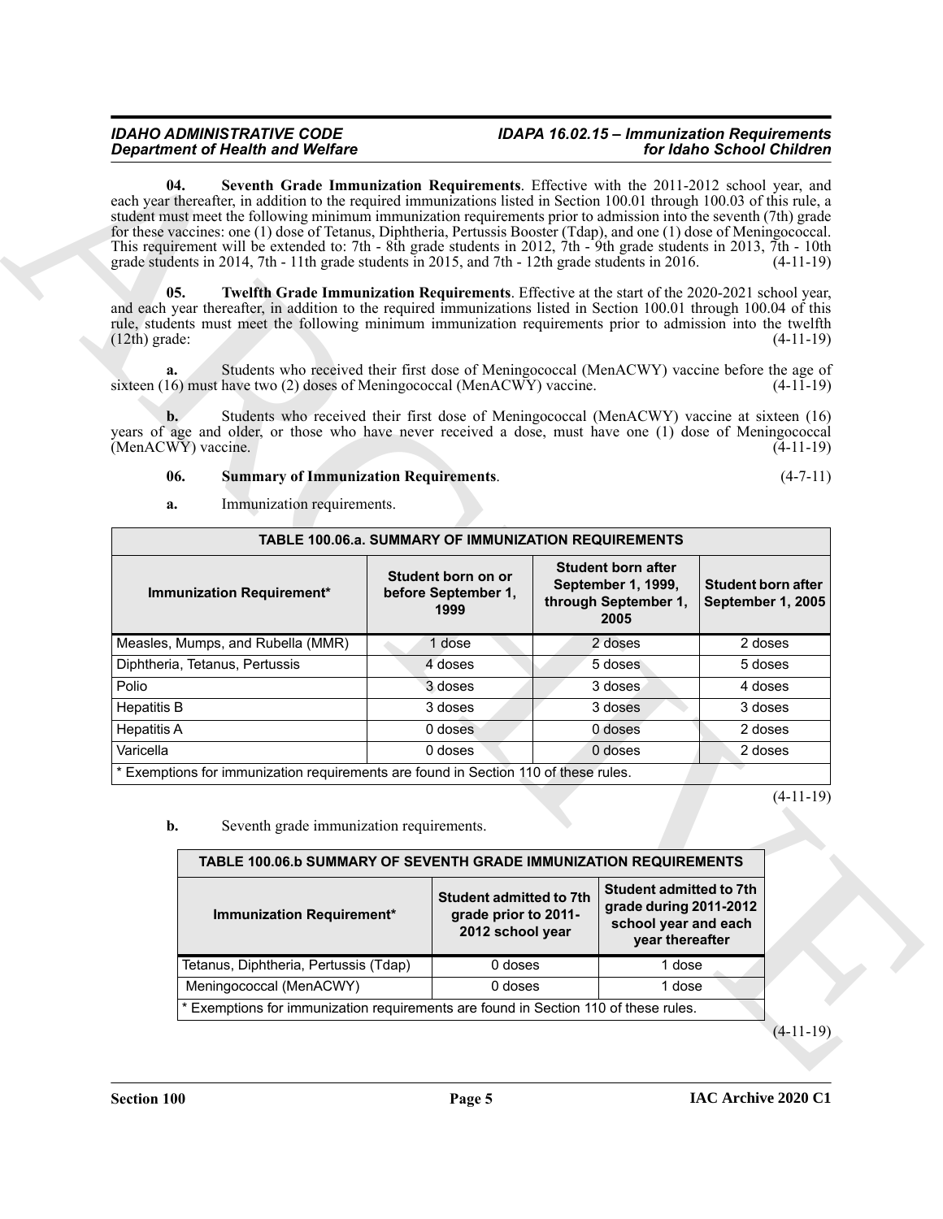**04. Seventh Grade Immunization Requirements**. Effective with the 2011-2012 school year, and each year thereafter, in addition to the required immunizations listed in Section 100.01 through 100.03 of this rule, a student must meet the following minimum immunization requirements prior to admission into the seventh (7th) grade for these vaccines: one (1) dose of Tetanus, Diphtheria, Pertussis Booster (Tdap), and one (1) dose of Meningococcal. This requirement will be extended to: 7th - 8th grade students in 2012, 7th - 9th grade students in 2013, 7th - 10th grade students in 2014, 7th - 11th grade students in 2015, and 7th - 12th grade students in 2016. (4-11-19)

**05. Twelfth Grade Immunization Requirements**. Effective at the start of the 2020-2021 school year, and each year thereafter, in addition to the required immunizations listed in Section 100.01 through 100.04 of this rule, students must meet the following minimum immunization requirements prior to admission into the twelfth (12th) grade: (4-11-19)

**a.** Students who received their first dose of Meningococcal (MenACWY) vaccine before the age of sixteen (16) must have two (2) doses of Meningococcal (MenACWY) vaccine. (4-11-19)

**b.** Students who received their first dose of Meningococcal (MenACWY) vaccine at sixteen (16) years of age and older, or those who have never received a dose, must have one (1) dose of Meningococcal (MenACWY) vaccine. (4-11-19)

**06. Summary of Immunization Requirements**. (4-7-11)

**a.** Immunization requirements.

| TABLE 100.06.a. SUMMARY OF IMMUNIZATION REQUIREMENTS | | | |
|---|---|---|---|
| **Immunization Requirement*** | **Student born on or before September 1, 1999** | **Student born after September 1, 1999, through September 1, 2005** | **Student born after September 1, 2005** |
| Measles, Mumps, and Rubella (MMR) | 1 dose | 2 doses | 2 doses |
| Diphtheria, Tetanus, Pertussis | 4 doses | 5 doses | 5 doses |
| Polio | 3 doses | 3 doses | 4 doses |
| Hepatitis B | 3 doses | 3 doses | 3 doses |
| Hepatitis A | 0 doses | 0 doses | 2 doses |
| Varicella | 0 doses | 0 doses | 2 doses |
| * Exemptions for immunization requirements are found in Section 110 of these rules. | | | |

(4-11-19)

**b.** Seventh grade immunization requirements.

| TABLE 100.06.b SUMMARY OF SEVENTH GRADE IMMUNIZATION REQUIREMENTS | | |
|---|---|---|
| **Immunization Requirement*** | **Student admitted to 7th grade prior to 2011-2012 school year** | **Student admitted to 7th grade during 2011-2012 school year and each year thereafter** |
| Tetanus, Diphtheria, Pertussis (Tdap) | 0 doses | 1 dose |
| Meningococcal (MenACWY) | 0 doses | 1 dose |
| * Exemptions for immunization requirements are found in Section 110 of these rules. | | |

(4-11-19)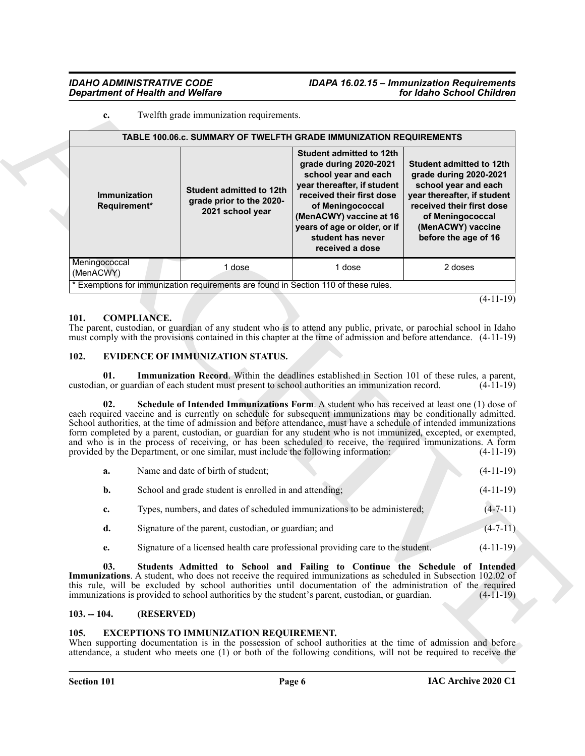**c.** Twelfth grade immunization requirements.

| TABLE 100.06.c. SUMMARY OF TWELFTH GRADE IMMUNIZATION REQUIREMENTS | | | |
|---|---|---|---|
| **Immunization Requirement*** | **Student admitted to 12th grade prior to the 2020-2021 school year** | **Student admitted to 12th grade during 2020-2021 school year and each year thereafter, if student received their first dose of Meningococcal (MenACWY) vaccine at 16 years of age or older, or if student has never received a dose** | **Student admitted to 12th grade during 2020-2021 school year and each year thereafter, if student received their first dose of Meningococcal (MenACWY) vaccine before the age of 16** |
| Meningococcal (MenACWY) | 1 dose | 1 dose | 2 doses |
| * Exemptions for immunization requirements are found in Section 110 of these rules. | | | |

(4-11-19)

## 101. COMPLIANCE.

The parent, custodian, or guardian of any student who is to attend any public, private, or parochial school in Idaho must comply with the provisions contained in this chapter at the time of admission and before attendance. (4-11-19)

## 102. EVIDENCE OF IMMUNIZATION STATUS.

**01. Immunization Record**. Within the deadlines established in Section 101 of these rules, a parent, custodian, or guardian of each student must present to school authorities an immunization record. (4-11-19)

**02. Schedule of Intended Immunizations Form**. A student who has received at least one (1) dose of each required vaccine and is currently on schedule for subsequent immunizations may be conditionally admitted. School authorities, at the time of admission and before attendance, must have a schedule of intended immunizations form completed by a parent, custodian, or guardian for any student who is not immunized, excepted, or exempted, and who is in the process of receiving, or has been scheduled to receive, the required immunizations. A form provided by the Department, or one similar, must include the following information: (4-11-19)

**a.** Name and date of birth of student; (4-11-19)

**b.** School and grade student is enrolled in and attending; (4-11-19)

**c.** Types, numbers, and dates of scheduled immunizations to be administered; (4-7-11)

**d.** Signature of the parent, custodian, or guardian; and (4-7-11)

**e.** Signature of a licensed health care professional providing care to the student. (4-11-19)

**03. Students Admitted to School and Failing to Continue the Schedule of Intended Immunizations**. A student, who does not receive the required immunizations as scheduled in Subsection 102.02 of this rule, will be excluded by school authorities until documentation of the administration of the required immunizations is provided to school authorities by the student's parent, custodian, or guardian. (4-11-19)

## 103. -- 104. (RESERVED)

## 105. EXCEPTIONS TO IMMUNIZATION REQUIREMENT.

When supporting documentation is in the possession of school authorities at the time of admission and before attendance, a student who meets one (1) or both of the following conditions, will not be required to receive the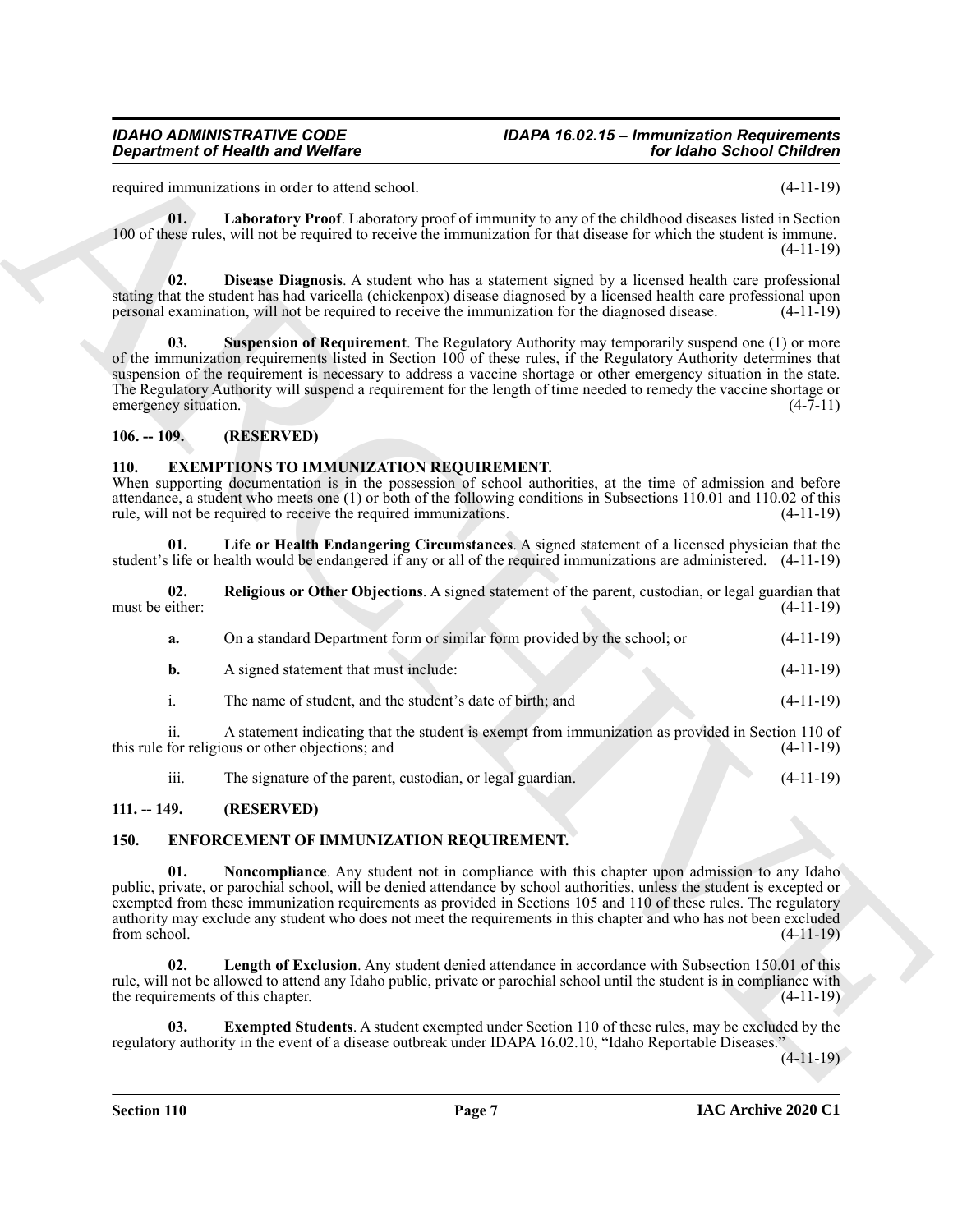required immunizations in order to attend school. (4-11-19)

**01. Laboratory Proof**. Laboratory proof of immunity to any of the childhood diseases listed in Section 100 of these rules, will not be required to receive the immunization for that disease for which the student is immune. (4-11-19)

**02. Disease Diagnosis**. A student who has a statement signed by a licensed health care professional stating that the student has had varicella (chickenpox) disease diagnosed by a licensed health care professional upon personal examination, will not be required to receive the immunization for the diagnosed disease. (4-11-19)

**03. Suspension of Requirement**. The Regulatory Authority may temporarily suspend one (1) or more of the immunization requirements listed in Section 100 of these rules, if the Regulatory Authority determines that suspension of the requirement is necessary to address a vaccine shortage or other emergency situation in the state. The Regulatory Authority will suspend a requirement for the length of time needed to remedy the vaccine shortage or emergency situation. (4-7-11)

## 106. -- 109. (RESERVED)

## 110. EXEMPTIONS TO IMMUNIZATION REQUIREMENT.

When supporting documentation is in the possession of school authorities, at the time of admission and before attendance, a student who meets one (1) or both of the following conditions in Subsections 110.01 and 110.02 of this rule, will not be required to receive the required immunizations. (4-11-19)

**01. Life or Health Endangering Circumstances**. A signed statement of a licensed physician that the student's life or health would be endangered if any or all of the required immunizations are administered. (4-11-19)

**02. Religious or Other Objections**. A signed statement of the parent, custodian, or legal guardian that must be either: (4-11-19)

**a.** On a standard Department form or similar form provided by the school; or (4-11-19)

**b.** A signed statement that must include: (4-11-19)

i. The name of student, and the student's date of birth; and (4-11-19)

ii. A statement indicating that the student is exempt from immunization as provided in Section 110 of this rule for religious or other objections; and (4-11-19)

iii. The signature of the parent, custodian, or legal guardian. (4-11-19)

## 111. -- 149. (RESERVED)

## 150. ENFORCEMENT OF IMMUNIZATION REQUIREMENT.

**01. Noncompliance**. Any student not in compliance with this chapter upon admission to any Idaho public, private, or parochial school, will be denied attendance by school authorities, unless the student is excepted or exempted from these immunization requirements as provided in Sections 105 and 110 of these rules. The regulatory authority may exclude any student who does not meet the requirements in this chapter and who has not been excluded from school. (4-11-19)

**02. Length of Exclusion**. Any student denied attendance in accordance with Subsection 150.01 of this rule, will not be allowed to attend any Idaho public, private or parochial school until the student is in compliance with the requirements of this chapter. (4-11-19)

**03. Exempted Students**. A student exempted under Section 110 of these rules, may be excluded by the regulatory authority in the event of a disease outbreak under IDAPA 16.02.10, "Idaho Reportable Diseases." (4-11-19)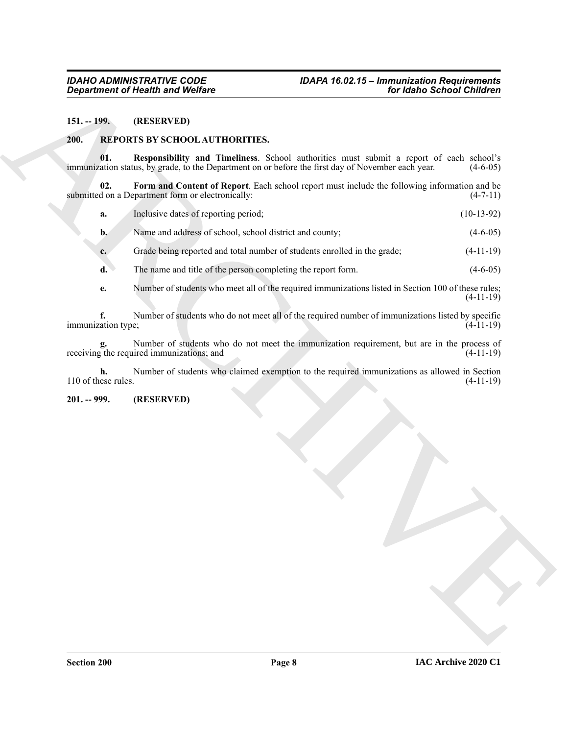**151. -- 199. (RESERVED)**

**200. REPORTS BY SCHOOL AUTHORITIES.**

**01. Responsibility and Timeliness**. School authorities must submit a report of each school's immunization status, by grade, to the Department on or before the first day of November each year. (4-6-05)

**02. Form and Content of Report**. Each school report must include the following information and be submitted on a Department form or electronically: (4-7-11)

**a.** Inclusive dates of reporting period; (10-13-92)

**b.** Name and address of school, school district and county; (4-6-05)

**c.** Grade being reported and total number of students enrolled in the grade; (4-11-19)

**d.** The name and title of the person completing the report form. (4-6-05)

**e.** Number of students who meet all of the required immunizations listed in Section 100 of these rules; (4-11-19)

**f.** Number of students who do not meet all of the required number of immunizations listed by specific immunization type; (4-11-19)

**g.** Number of students who do not meet the immunization requirement, but are in the process of receiving the required immunizations; and (4-11-19)

**h.** Number of students who claimed exemption to the required immunizations as allowed in Section 110 of these rules. (4-11-19)

**201. -- 999. (RESERVED)**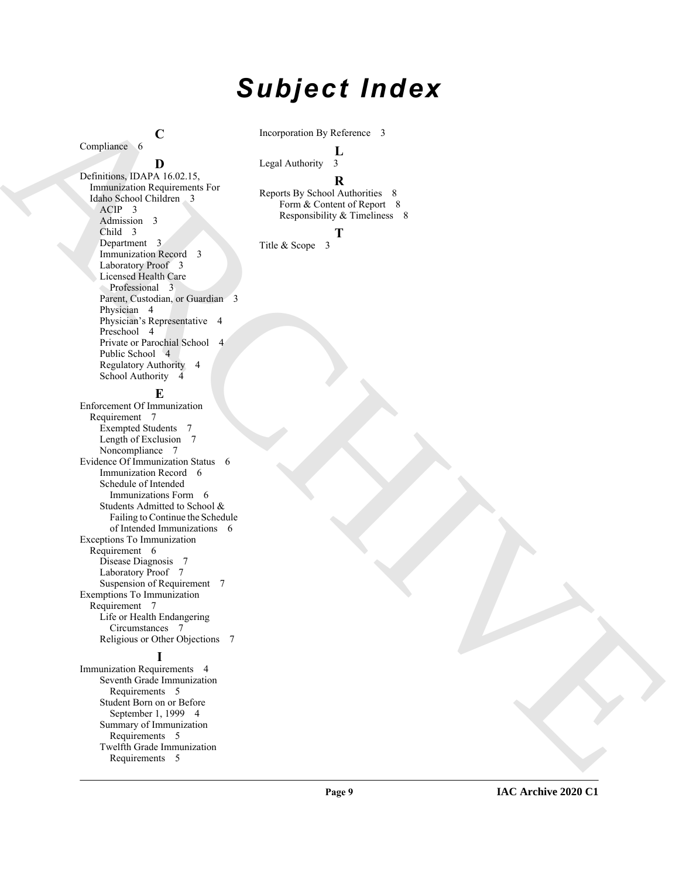# *Subject Index*

**C**

Compliance 6

**D**

Definitions, IDAPA 16.02.15, Immunization Requirements For Idaho School Children 3
- ACIP 3
- Admission 3
- Child 3
- Department 3
- Immunization Record 3
- Laboratory Proof 3
- Licensed Health Care Professional 3
- Parent, Custodian, or Guardian 3
- Physician 4
- Physician's Representative 4
- Preschool 4
- Private or Parochial School 4
- Public School 4
- Regulatory Authority 4
- School Authority 4

**E**

Enforcement Of Immunization Requirement 7
- Exempted Students 7
- Length of Exclusion 7
- Noncompliance 7

Evidence Of Immunization Status 6
- Immunization Record 6
- Schedule of Intended Immunizations Form 6
- Students Admitted to School & Failing to Continue the Schedule of Intended Immunizations 6

Exceptions To Immunization Requirement 6
- Disease Diagnosis 7
- Laboratory Proof 7
- Suspension of Requirement 7

Exemptions To Immunization Requirement 7
- Life or Health Endangering Circumstances 7
- Religious or Other Objections 7

**I**

Immunization Requirements 4
- Seventh Grade Immunization Requirements 5
- Student Born on or Before September 1, 1999 4
- Summary of Immunization Requirements 5
- Twelfth Grade Immunization Requirements 5

Incorporation By Reference 3

**L**

Legal Authority 3

**R**

Reports By School Authorities 8
- Form & Content of Report 8
- Responsibility & Timeliness 8

**T**

Title & Scope 3